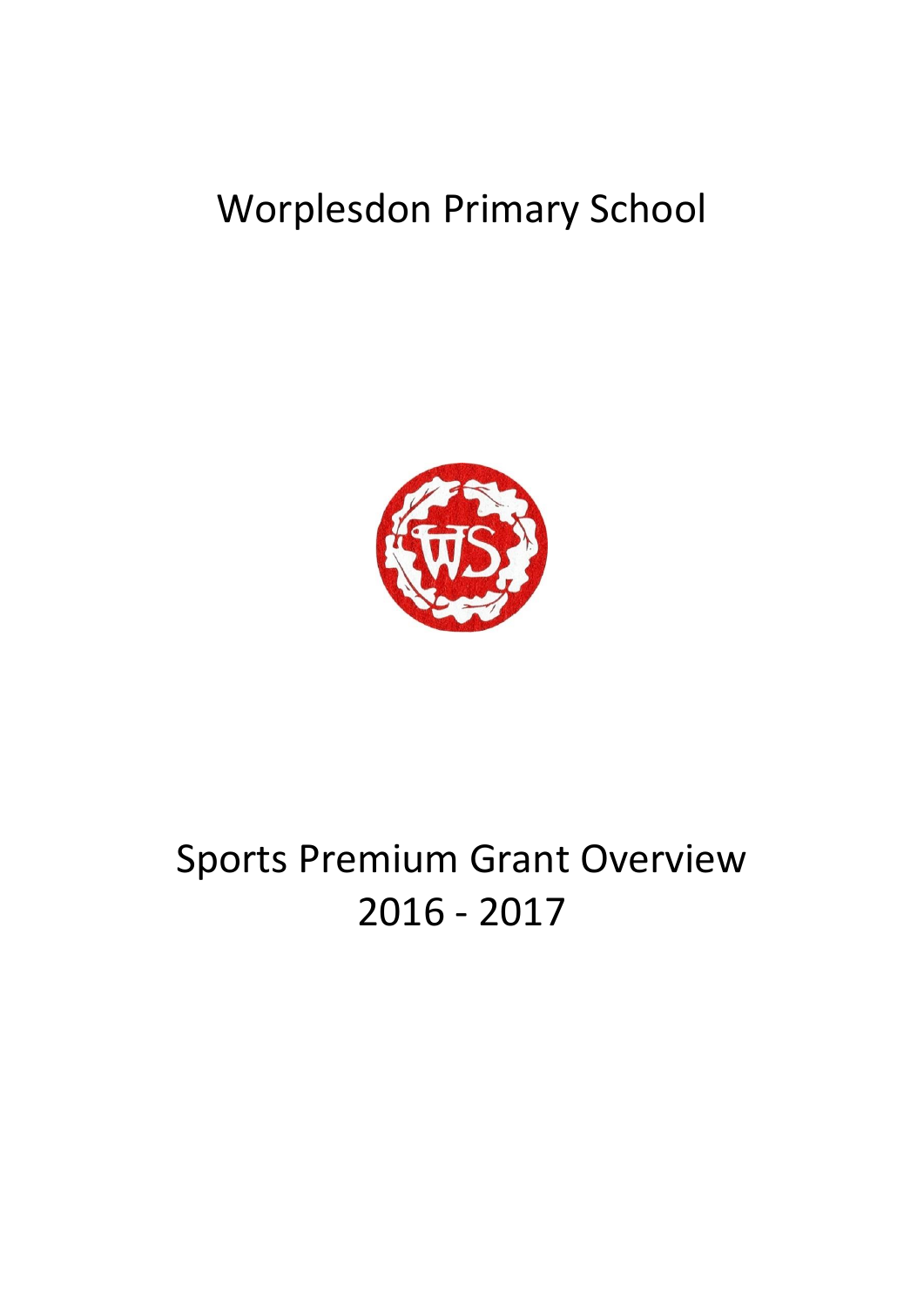# Worplesdon Primary School

# Sports Premium Grant Overview 2016 - 2017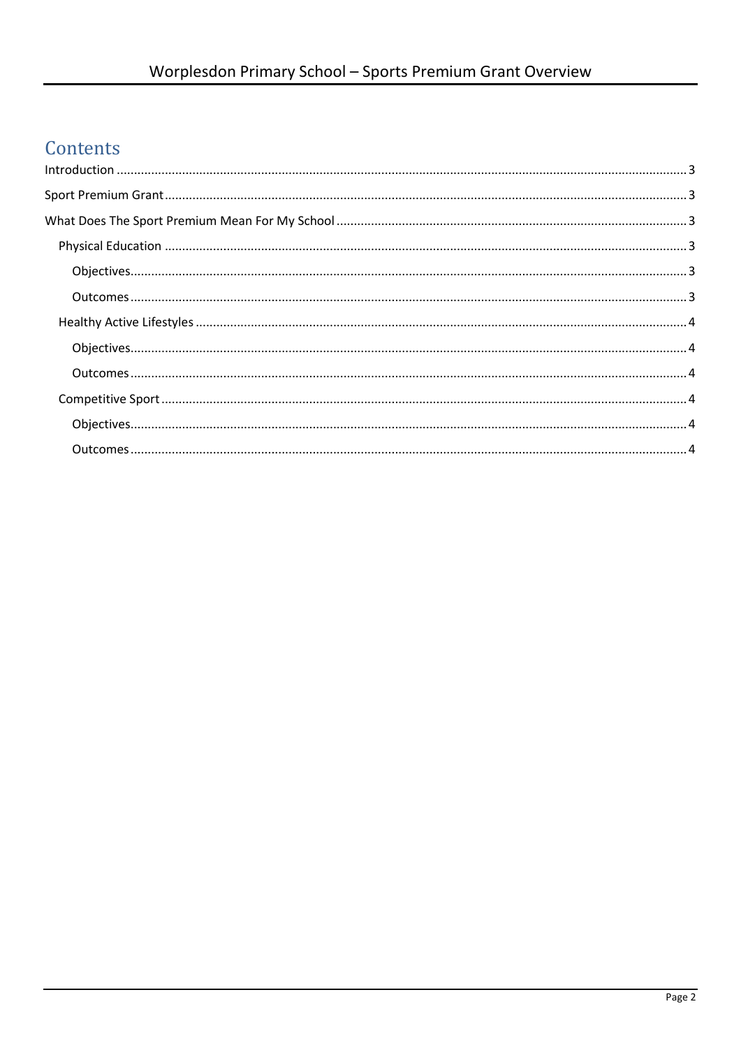# Contents

Introduction ........................................................................ 3

Sport Premium Grant ........................................................................ 3

What Does The Sport Premium Mean For My School ........................................................................ 3

- Physical Education ........................................................................ 3
  - Objectives ........................................................................ 3
  - Outcomes ........................................................................ 3
- Healthy Active Lifestyles ........................................................................ 4
  - Objectives ........................................................................ 4
  - Outcomes ........................................................................ 4
- Competitive Sport ........................................................................ 4
  - Objectives ........................................................................ 4
  - Outcomes ........................................................................ 4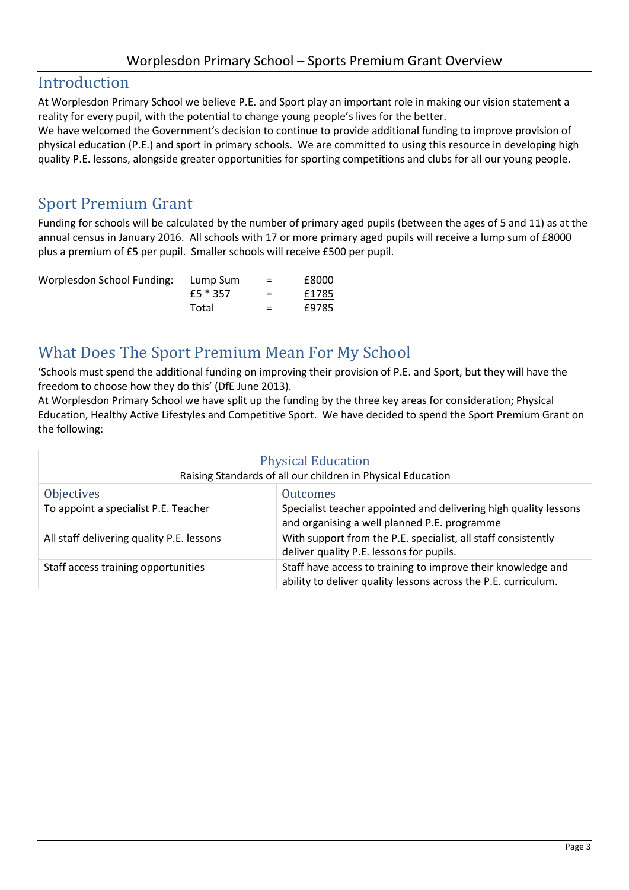## Introduction

At Worplesdon Primary School we believe P.E. and Sport play an important role in making our vision statement a reality for every pupil, with the potential to change young people's lives for the better.
We have welcomed the Government's decision to continue to provide additional funding to improve provision of physical education (P.E.) and sport in primary schools. We are committed to using this resource in developing high quality P.E. lessons, alongside greater opportunities for sporting competitions and clubs for all our young people.

## Sport Premium Grant

Funding for schools will be calculated by the number of primary aged pupils (between the ages of 5 and 11) as at the annual census in January 2016. All schools with 17 or more primary aged pupils will receive a lump sum of £8000 plus a premium of £5 per pupil. Smaller schools will receive £500 per pupil.

| Worplesdon School Funding: | Lump Sum | = | £8000 |
|---|---|---|---|
| | £5 * 357 | = | £1785 |
| | Total | = | £9785 |

## What Does The Sport Premium Mean For My School

'Schools must spend the additional funding on improving their provision of P.E. and Sport, but they will have the freedom to choose how they do this' (DfE June 2013).
At Worplesdon Primary School we have split up the funding by the three key areas for consideration; Physical Education, Healthy Active Lifestyles and Competitive Sport. We have decided to spend the Sport Premium Grant on the following:

| Physical Education<br>Raising Standards of all our children in Physical Education | |
|---|---|
| **Objectives** | **Outcomes** |
| To appoint a specialist P.E. Teacher | Specialist teacher appointed and delivering high quality lessons and organising a well planned P.E. programme |
| All staff delivering quality P.E. lessons | With support from the P.E. specialist, all staff consistently deliver quality P.E. lessons for pupils. |
| Staff access training opportunities | Staff have access to training to improve their knowledge and ability to deliver quality lessons across the P.E. curriculum. |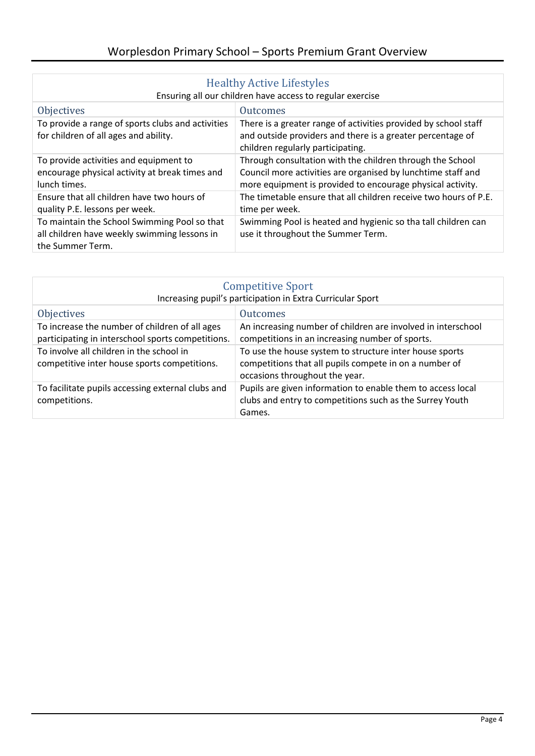## Healthy Active Lifestyles

Ensuring all our children have access to regular exercise

| Objectives | Outcomes |
|---|---|
| To provide a range of sports clubs and activities for children of all ages and ability. | There is a greater range of activities provided by school staff and outside providers and there is a greater percentage of children regularly participating. |
| To provide activities and equipment to encourage physical activity at break times and lunch times. | Through consultation with the children through the School Council more activities are organised by lunchtime staff and more equipment is provided to encourage physical activity. |
| Ensure that all children have two hours of quality P.E. lessons per week. | The timetable ensure that all children receive two hours of P.E. time per week. |
| To maintain the School Swimming Pool so that all children have weekly swimming lessons in the Summer Term. | Swimming Pool is heated and hygienic so tha tall children can use it throughout the Summer Term. |

## Competitive Sport

Increasing pupil's participation in Extra Curricular Sport

| Objectives | Outcomes |
|---|---|
| To increase the number of children of all ages participating in interschool sports competitions. | An increasing number of children are involved in interschool competitions in an increasing number of sports. |
| To involve all children in the school in competitive inter house sports competitions. | To use the house system to structure inter house sports competitions that all pupils compete in on a number of occasions throughout the year. |
| To facilitate pupils accessing external clubs and competitions. | Pupils are given information to enable them to access local clubs and entry to competitions such as the Surrey Youth Games. |